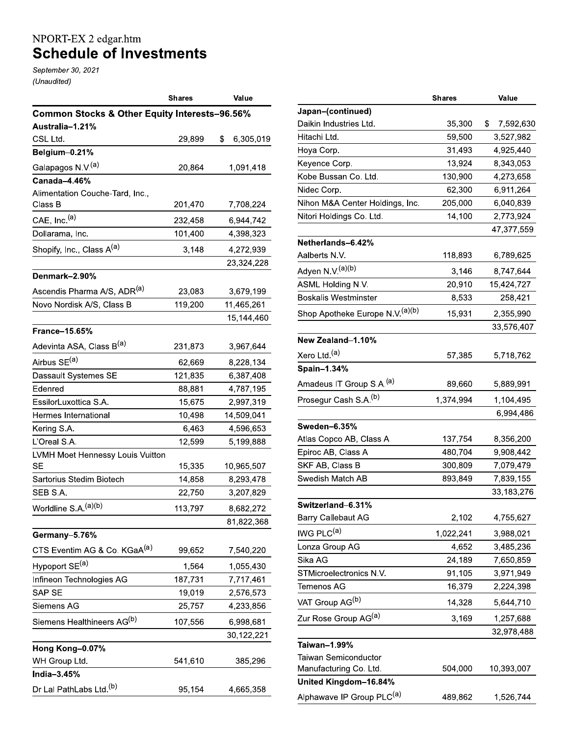NPORT-EX 2 edgar.htm

# Schedule of Investments

*September 30, 2021*
*(Unaudited)*

| | Shares | Value |
|---|---|---|
| **Common Stocks & Other Equity Interests–96.56%** | | |
| **Australia–1.21%** | | |
| CSL Ltd. | 29,899 | $ 6,305,019 |
| **Belgium–0.21%** | | |
| Galapagos N.V.[(a)] | 20,864 | 1,091,418 |
| **Canada–4.46%** | | |
| Alimentation Couche-Tard, Inc., Class B | 201,470 | 7,708,224 |
| CAE, Inc.[(a)] | 232,458 | 6,944,742 |
| Dollarama, Inc. | 101,400 | 4,398,323 |
| Shopify, Inc., Class A[(a)] | 3,148 | 4,272,939 |
| | | 23,324,228 |
| **Denmark–2.90%** | | |
| Ascendis Pharma A/S, ADR[(a)] | 23,083 | 3,679,199 |
| Novo Nordisk A/S, Class B | 119,200 | 11,465,261 |
| | | 15,144,460 |
| **France–15.65%** | | |
| Adevinta ASA, Class B[(a)] | 231,873 | 3,967,644 |
| Airbus SE[(a)] | 62,669 | 8,228,134 |
| Dassault Systemes SE | 121,835 | 6,387,408 |
| Edenred | 88,881 | 4,787,195 |
| EssilorLuxottica S.A. | 15,675 | 2,997,319 |
| Hermes International | 10,498 | 14,509,041 |
| Kering S.A. | 6,463 | 4,596,653 |
| L'Oreal S.A. | 12,599 | 5,199,888 |
| LVMH Moet Hennessy Louis Vuitton SE | 15,335 | 10,965,507 |
| Sartorius Stedim Biotech | 14,858 | 8,293,478 |
| SEB S.A. | 22,750 | 3,207,829 |
| Worldline S.A.[(a)(b)] | 113,797 | 8,682,272 |
| | | 81,822,368 |
| **Germany–5.76%** | | |
| CTS Eventim AG & Co. KGaA[(a)] | 99,652 | 7,540,220 |
| Hypoport SE[(a)] | 1,564 | 1,055,430 |
| Infineon Technologies AG | 187,731 | 7,717,461 |
| SAP SE | 19,019 | 2,576,573 |
| Siemens AG | 25,757 | 4,233,856 |
| Siemens Healthineers AG[(b)] | 107,556 | 6,998,681 |
| | | 30,122,221 |
| **Hong Kong–0.07%** | | |
| WH Group Ltd. | 541,610 | 385,296 |
| **India–3.45%** | | |
| Dr Lal PathLabs Ltd.[(b)] | 95,154 | 4,665,358 |

| | Shares | Value |
|---|---|---|
| **Japan–(continued)** | | |
| Daikin Industries Ltd. | 35,300 | $ 7,592,630 |
| Hitachi Ltd. | 59,500 | 3,527,982 |
| Hoya Corp. | 31,493 | 4,925,440 |
| Keyence Corp. | 13,924 | 8,343,053 |
| Kobe Bussan Co. Ltd. | 130,900 | 4,273,658 |
| Nidec Corp. | 62,300 | 6,911,264 |
| Nihon M&A Center Holdings, Inc. | 205,000 | 6,040,839 |
| Nitori Holdings Co. Ltd. | 14,100 | 2,773,924 |
| | | 47,377,559 |
| **Netherlands–6.42%** | | |
| Aalberts N.V. | 118,893 | 6,789,625 |
| Adyen N.V.[(a)(b)] | 3,146 | 8,747,644 |
| ASML Holding N.V. | 20,910 | 15,424,727 |
| Boskalis Westminster | 8,533 | 258,421 |
| Shop Apotheke Europe N.V.[(a)(b)] | 15,931 | 2,355,990 |
| | | 33,576,407 |
| **New Zealand–1.10%** | | |
| Xero Ltd.[(a)] | 57,385 | 5,718,762 |
| **Spain–1.34%** | | |
| Amadeus IT Group S.A.[(a)] | 89,660 | 5,889,991 |
| Prosegur Cash S.A.[(b)] | 1,374,994 | 1,104,495 |
| | | 6,994,486 |
| **Sweden–6.35%** | | |
| Atlas Copco AB, Class A | 137,754 | 8,356,200 |
| Epiroc AB, Class A | 480,704 | 9,908,442 |
| SKF AB, Class B | 300,809 | 7,079,479 |
| Swedish Match AB | 893,849 | 7,839,155 |
| | | 33,183,276 |
| **Switzerland–6.31%** | | |
| Barry Callebaut AG | 2,102 | 4,755,627 |
| IWG PLC[(a)] | 1,022,241 | 3,988,021 |
| Lonza Group AG | 4,652 | 3,485,236 |
| Sika AG | 24,189 | 7,650,859 |
| STMicroelectronics N.V. | 91,105 | 3,971,949 |
| Temenos AG | 16,379 | 2,224,398 |
| VAT Group AG[(b)] | 14,328 | 5,644,710 |
| Zur Rose Group AG[(a)] | 3,169 | 1,257,688 |
| | | 32,978,488 |
| **Taiwan–1.99%** | | |
| Taiwan Semiconductor Manufacturing Co. Ltd. | 504,000 | 10,393,007 |
| **United Kingdom–16.84%** | | |
| Alphawave IP Group PLC[(a)] | 489,862 | 1,526,744 |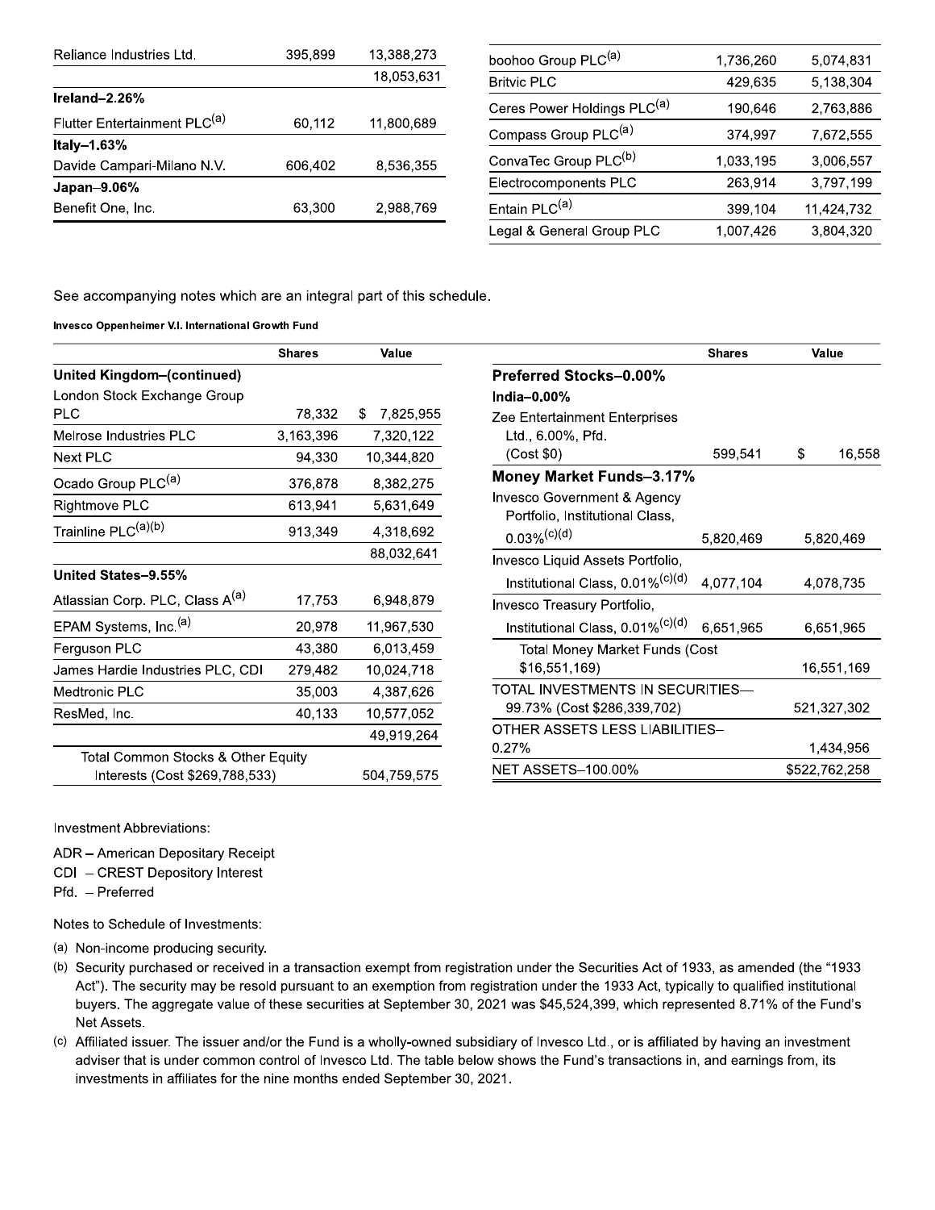| | Shares | Value |
|---|---|---|
| Reliance Industries Ltd. | 395,899 | 13,388,273 |
| | | 18,053,631 |
| **Ireland–2.26%** | | |
| Flutter Entertainment PLC[(a)] | 60,112 | 11,800,689 |
| **Italy–1.63%** | | |
| Davide Campari-Milano N.V. | 606,402 | 8,536,355 |
| **Japan–9.06%** | | |
| Benefit One, Inc. | 63,300 | 2,988,769 |

| | Shares | Value |
|---|---|---|
| boohoo Group PLC[(a)] | 1,736,260 | 5,074,831 |
| Britvic PLC | 429,635 | 5,138,304 |
| Ceres Power Holdings PLC[(a)] | 190,646 | 2,763,886 |
| Compass Group PLC[(a)] | 374,997 | 7,672,555 |
| ConvaTec Group PLC[(b)] | 1,033,195 | 3,006,557 |
| Electrocomponents PLC | 263,914 | 3,797,199 |
| Entain PLC[(a)] | 399,104 | 11,424,732 |
| Legal & General Group PLC | 1,007,426 | 3,804,320 |

See accompanying notes which are an integral part of this schedule.

**Invesco Oppenheimer V.I. International Growth Fund**

| | Shares | Value |
|---|---|---|
| **United Kingdom–(continued)** | | |
| London Stock Exchange Group PLC | 78,332 | $ 7,825,955 |
| Melrose Industries PLC | 3,163,396 | 7,320,122 |
| Next PLC | 94,330 | 10,344,820 |
| Ocado Group PLC[(a)] | 376,878 | 8,382,275 |
| Rightmove PLC | 613,941 | 5,631,649 |
| Trainline PLC[(a)(b)] | 913,349 | 4,318,692 |
| | | 88,032,641 |
| **United States–9.55%** | | |
| Atlassian Corp. PLC, Class A[(a)] | 17,753 | 6,948,879 |
| EPAM Systems, Inc.[(a)] | 20,978 | 11,967,530 |
| Ferguson PLC | 43,380 | 6,013,459 |
| James Hardie Industries PLC, CDI | 279,482 | 10,024,718 |
| Medtronic PLC | 35,003 | 4,387,626 |
| ResMed, Inc. | 40,133 | 10,577,052 |
| | | 49,919,264 |
| Total Common Stocks & Other Equity Interests (Cost $269,788,533) | | 504,759,575 |

| | Shares | Value |
|---|---|---|
| **Preferred Stocks–0.00%** | | |
| **India–0.00%** | | |
| Zee Entertainment Enterprises Ltd., 6.00%, Pfd. (Cost $0) | 599,541 | $ 16,558 |
| **Money Market Funds–3.17%** | | |
| Invesco Government & Agency Portfolio, Institutional Class, 0.03%[(c)(d)] | 5,820,469 | 5,820,469 |
| Invesco Liquid Assets Portfolio, Institutional Class, 0.01%[(c)(d)] | 4,077,104 | 4,078,735 |
| Invesco Treasury Portfolio, Institutional Class, 0.01%[(c)(d)] | 6,651,965 | 6,651,965 |
| Total Money Market Funds (Cost $16,551,169) | | 16,551,169 |
| TOTAL INVESTMENTS IN SECURITIES—99.73% (Cost $286,339,702) | | 521,327,302 |
| OTHER ASSETS LESS LIABILITIES–0.27% | | 1,434,956 |
| NET ASSETS–100.00% | | $522,762,258 |

Investment Abbreviations:

ADR – American Depositary Receipt
CDI – CREST Depository Interest
Pfd. – Preferred

Notes to Schedule of Investments:

(a) Non-income producing security.

(b) Security purchased or received in a transaction exempt from registration under the Securities Act of 1933, as amended (the "1933 Act"). The security may be resold pursuant to an exemption from registration under the 1933 Act, typically to qualified institutional buyers. The aggregate value of these securities at September 30, 2021 was $45,524,399, which represented 8.71% of the Fund's Net Assets.

(c) Affiliated issuer. The issuer and/or the Fund is a wholly-owned subsidiary of Invesco Ltd., or is affiliated by having an investment adviser that is under common control of Invesco Ltd. The table below shows the Fund's transactions in, and earnings from, its investments in affiliates for the nine months ended September 30, 2021.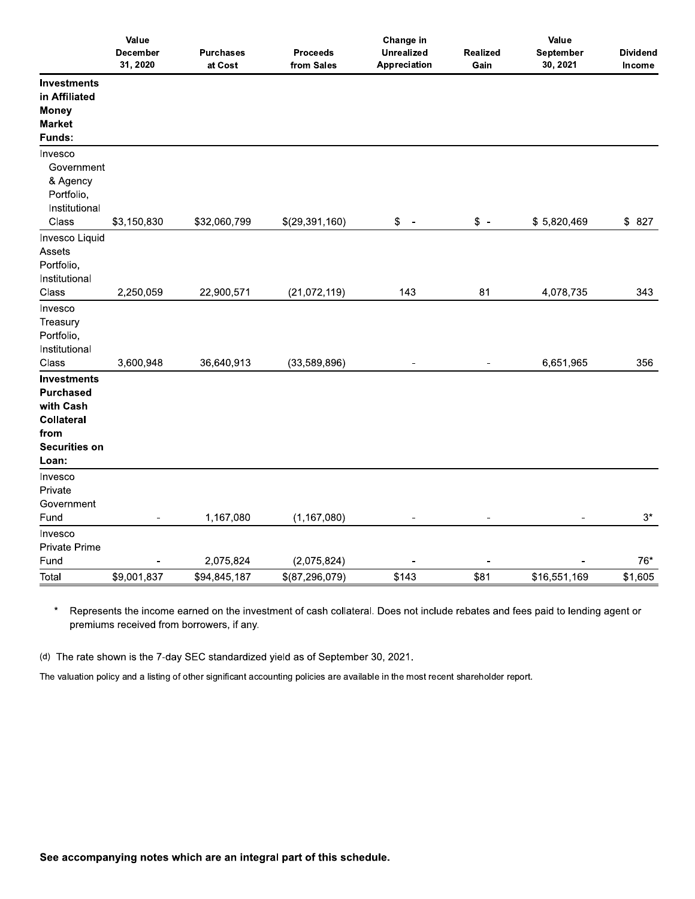| | Value December 31, 2020 | Purchases at Cost | Proceeds from Sales | Change in Unrealized Appreciation | Realized Gain | Value September 30, 2021 | Dividend Income |
|---|---|---|---|---|---|---|---|
| **Investments in Affiliated Money Market Funds:** | | | | | | | |
| Invesco Government & Agency Portfolio, Institutional Class | $3,150,830 | $32,060,799 | $(29,391,160) | $ - | $ - | $ 5,820,469 | $ 827 |
| Invesco Liquid Assets Portfolio, Institutional Class | 2,250,059 | 22,900,571 | (21,072,119) | 143 | 81 | 4,078,735 | 343 |
| Invesco Treasury Portfolio, Institutional Class | 3,600,948 | 36,640,913 | (33,589,896) | - | - | 6,651,965 | 356 |
| **Investments Purchased with Cash Collateral from Securities on Loan:** | | | | | | | |
| Invesco Private Government Fund | - | 1,167,080 | (1,167,080) | - | - | - | 3* |
| Invesco Private Prime Fund | - | 2,075,824 | (2,075,824) | - | - | - | 76* |
| Total | $9,001,837 | $94,845,187 | $(87,296,079) | $143 | $81 | $16,551,169 | $1,605 |

\* Represents the income earned on the investment of cash collateral. Does not include rebates and fees paid to lending agent or premiums received from borrowers, if any.

(d) The rate shown is the 7-day SEC standardized yield as of September 30, 2021.

The valuation policy and a listing of other significant accounting policies are available in the most recent shareholder report.

**See accompanying notes which are an integral part of this schedule.**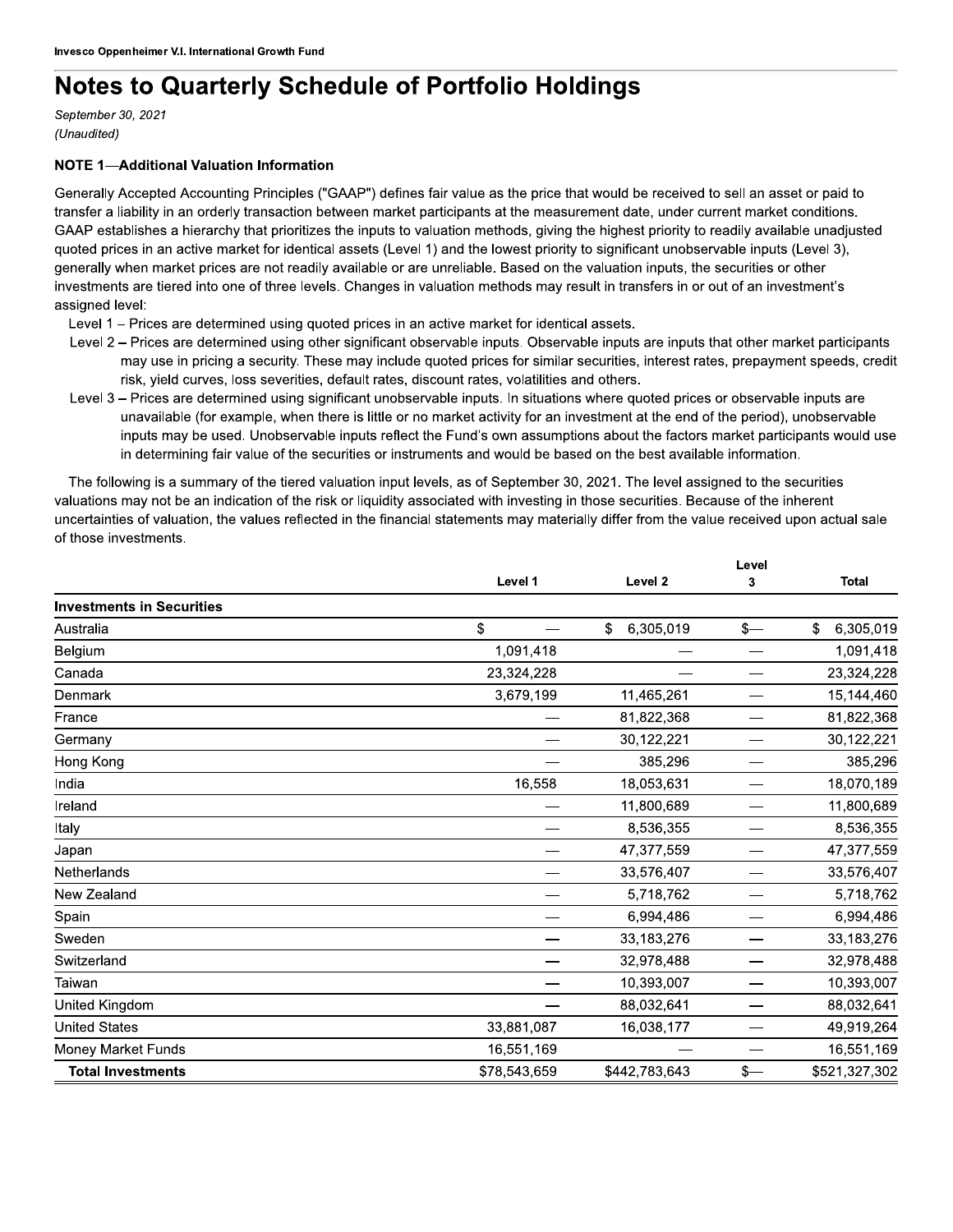Invesco Oppenheimer V.I. International Growth Fund

# Notes to Quarterly Schedule of Portfolio Holdings

*September 30, 2021*
*(Unaudited)*

**NOTE 1—Additional Valuation Information**

Generally Accepted Accounting Principles ("GAAP") defines fair value as the price that would be received to sell an asset or paid to transfer a liability in an orderly transaction between market participants at the measurement date, under current market conditions. GAAP establishes a hierarchy that prioritizes the inputs to valuation methods, giving the highest priority to readily available unadjusted quoted prices in an active market for identical assets (Level 1) and the lowest priority to significant unobservable inputs (Level 3), generally when market prices are not readily available or are unreliable. Based on the valuation inputs, the securities or other investments are tiered into one of three levels. Changes in valuation methods may result in transfers in or out of an investment's assigned level:

Level 1 – Prices are determined using quoted prices in an active market for identical assets.

Level 2 – Prices are determined using other significant observable inputs. Observable inputs are inputs that other market participants may use in pricing a security. These may include quoted prices for similar securities, interest rates, prepayment speeds, credit risk, yield curves, loss severities, default rates, discount rates, volatilities and others.

Level 3 – Prices are determined using significant unobservable inputs. In situations where quoted prices or observable inputs are unavailable (for example, when there is little or no market activity for an investment at the end of the period), unobservable inputs may be used. Unobservable inputs reflect the Fund's own assumptions about the factors market participants would use in determining fair value of the securities or instruments and would be based on the best available information.

The following is a summary of the tiered valuation input levels, as of September 30, 2021. The level assigned to the securities valuations may not be an indication of the risk or liquidity associated with investing in those securities. Because of the inherent uncertainties of valuation, the values reflected in the financial statements may materially differ from the value received upon actual sale of those investments.

| | Level 1 | Level 2 | Level 3 | Total |
|---|---|---|---|---|
| **Investments in Securities** | | | | |
| Australia | $ — | $ 6,305,019 | $— | $ 6,305,019 |
| Belgium | 1,091,418 | — | — | 1,091,418 |
| Canada | 23,324,228 | — | — | 23,324,228 |
| Denmark | 3,679,199 | 11,465,261 | — | 15,144,460 |
| France | — | 81,822,368 | — | 81,822,368 |
| Germany | — | 30,122,221 | — | 30,122,221 |
| Hong Kong | — | 385,296 | — | 385,296 |
| India | 16,558 | 18,053,631 | — | 18,070,189 |
| Ireland | — | 11,800,689 | — | 11,800,689 |
| Italy | — | 8,536,355 | — | 8,536,355 |
| Japan | — | 47,377,559 | — | 47,377,559 |
| Netherlands | — | 33,576,407 | — | 33,576,407 |
| New Zealand | — | 5,718,762 | — | 5,718,762 |
| Spain | — | 6,994,486 | — | 6,994,486 |
| Sweden | — | 33,183,276 | — | 33,183,276 |
| Switzerland | — | 32,978,488 | — | 32,978,488 |
| Taiwan | — | 10,393,007 | — | 10,393,007 |
| United Kingdom | — | 88,032,641 | — | 88,032,641 |
| United States | 33,881,087 | 16,038,177 | — | 49,919,264 |
| Money Market Funds | 16,551,169 | — | — | 16,551,169 |
| **Total Investments** | $78,543,659 | $442,783,643 | $— | $521,327,302 |